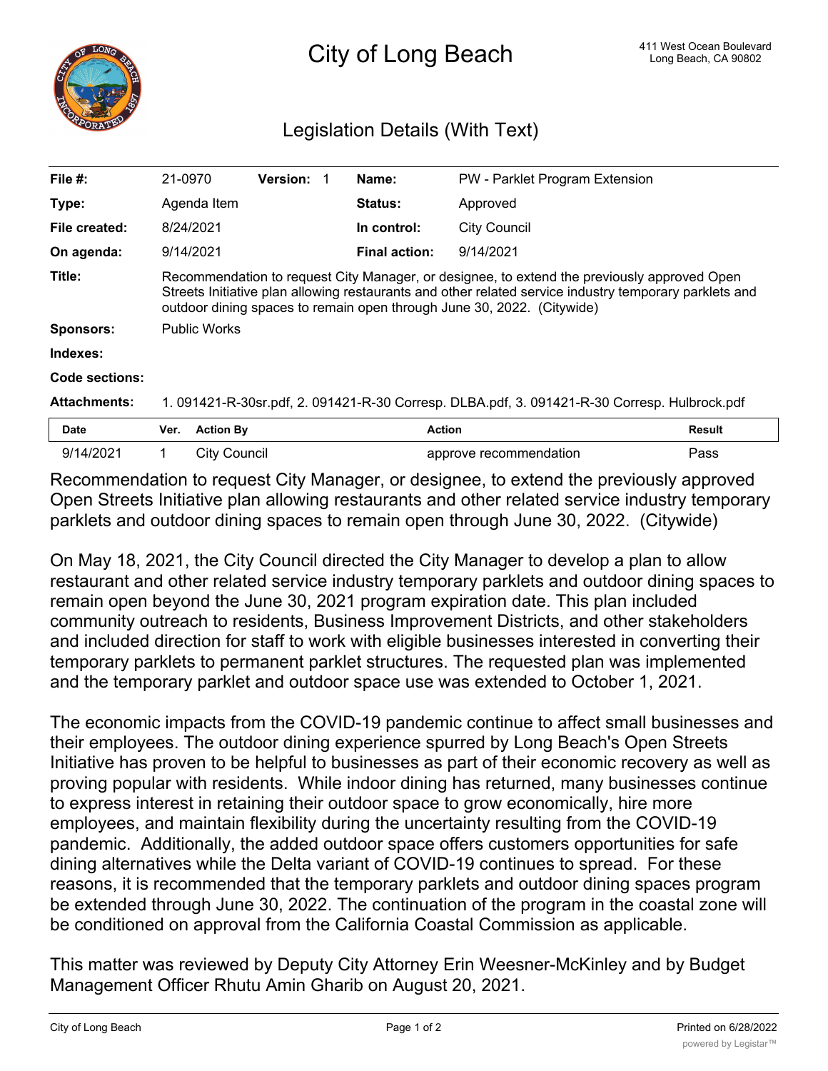# City of Long Beach

411 West Ocean Boulevard
Long Beach, CA 90802

## Legislation Details (With Text)

| | | | | | |
|---|---|---|---|---|---|
| **File #:** | 21-0970 | **Version:** 1 | **Name:** | PW - Parklet Program Extension | |
| **Type:** | Agenda Item | | **Status:** | Approved | |
| **File created:** | 8/24/2021 | | **In control:** | City Council | |
| **On agenda:** | 9/14/2021 | | **Final action:** | 9/14/2021 | |

**Title:** Recommendation to request City Manager, or designee, to extend the previously approved Open Streets Initiative plan allowing restaurants and other related service industry temporary parklets and outdoor dining spaces to remain open through June 30, 2022. (Citywide)

**Sponsors:** Public Works

**Indexes:**

**Code sections:**

**Attachments:** 1. 091421-R-30sr.pdf, 2. 091421-R-30 Corresp. DLBA.pdf, 3. 091421-R-30 Corresp. Hulbrock.pdf

| Date | Ver. | Action By | Action | Result |
|---|---|---|---|---|
| 9/14/2021 | 1 | City Council | approve recommendation | Pass |

Recommendation to request City Manager, or designee, to extend the previously approved Open Streets Initiative plan allowing restaurants and other related service industry temporary parklets and outdoor dining spaces to remain open through June 30, 2022. (Citywide)

On May 18, 2021, the City Council directed the City Manager to develop a plan to allow restaurant and other related service industry temporary parklets and outdoor dining spaces to remain open beyond the June 30, 2021 program expiration date. This plan included community outreach to residents, Business Improvement Districts, and other stakeholders and included direction for staff to work with eligible businesses interested in converting their temporary parklets to permanent parklet structures. The requested plan was implemented and the temporary parklet and outdoor space use was extended to October 1, 2021.

The economic impacts from the COVID-19 pandemic continue to affect small businesses and their employees. The outdoor dining experience spurred by Long Beach's Open Streets Initiative has proven to be helpful to businesses as part of their economic recovery as well as proving popular with residents. While indoor dining has returned, many businesses continue to express interest in retaining their outdoor space to grow economically, hire more employees, and maintain flexibility during the uncertainty resulting from the COVID-19 pandemic. Additionally, the added outdoor space offers customers opportunities for safe dining alternatives while the Delta variant of COVID-19 continues to spread. For these reasons, it is recommended that the temporary parklets and outdoor dining spaces program be extended through June 30, 2022. The continuation of the program in the coastal zone will be conditioned on approval from the California Coastal Commission as applicable.

This matter was reviewed by Deputy City Attorney Erin Weesner-McKinley and by Budget Management Officer Rhutu Amin Gharib on August 20, 2021.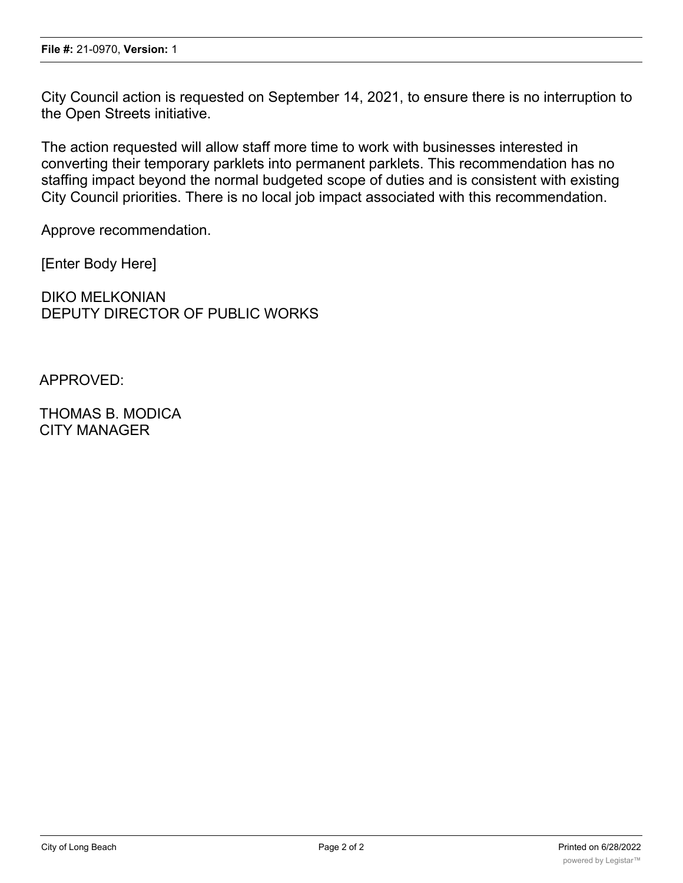City Council action is requested on September 14, 2021, to ensure there is no interruption to the Open Streets initiative.

The action requested will allow staff more time to work with businesses interested in converting their temporary parklets into permanent parklets. This recommendation has no staffing impact beyond the normal budgeted scope of duties and is consistent with existing City Council priorities. There is no local job impact associated with this recommendation.

Approve recommendation.

[Enter Body Here]

DIKO MELKONIAN
DEPUTY DIRECTOR OF PUBLIC WORKS

APPROVED:

THOMAS B. MODICA
CITY MANAGER